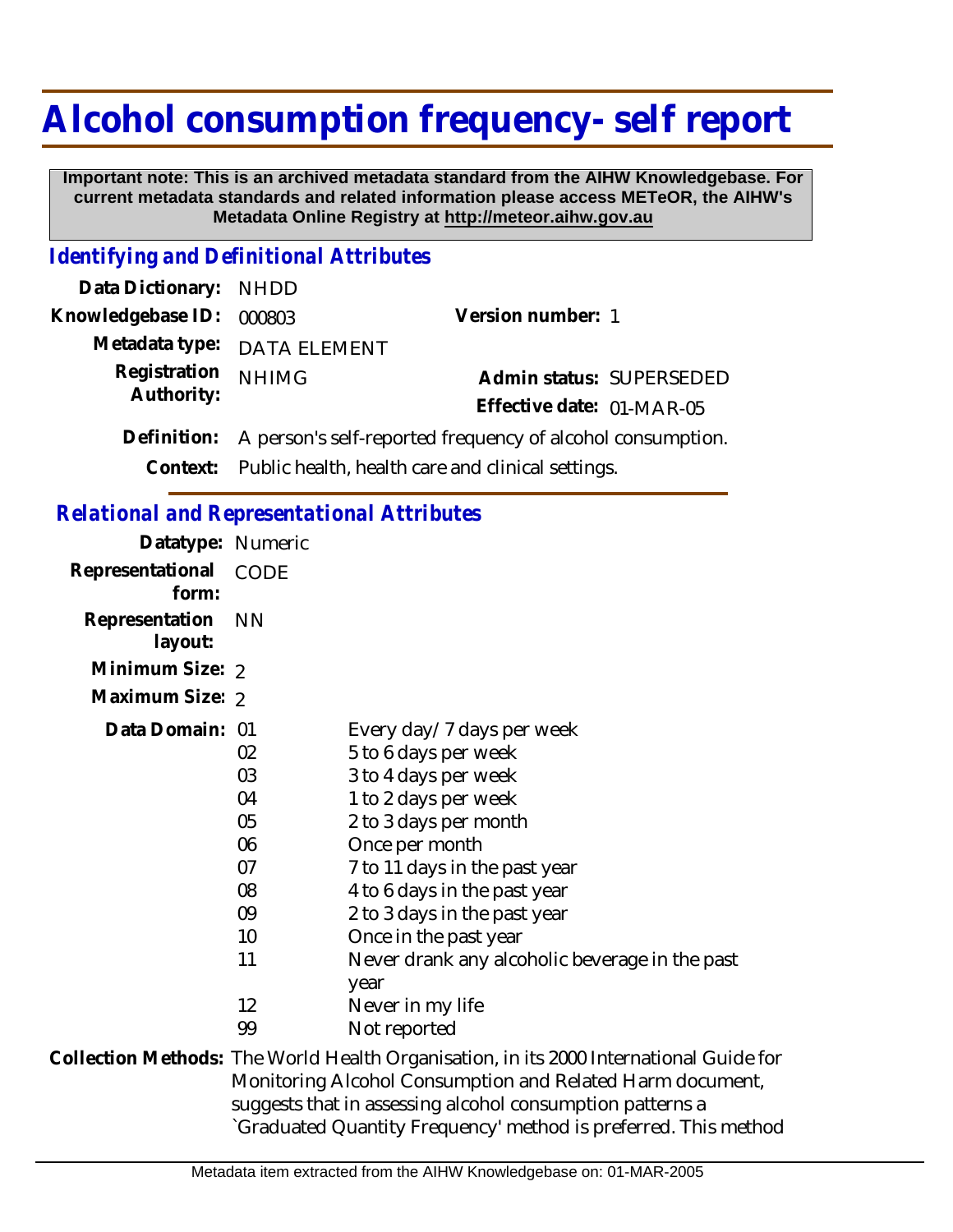# Alcohol consumption frequency- self report

**Important note: This is an archived metadata standard from the AIHW Knowledgebase. For current metadata standards and related information please access METeOR, the AIHW's Metadata Online Registry at http://meteor.aihw.gov.au**

## *Identifying and Definitional Attributes*

**Data Dictionary:** NHDD

**Knowledgebase ID:** 000803

**Version number:** 1

**Metadata type:** DATA ELEMENT

**Registration Authority:** NHIMG

**Admin status:** SUPERSEDED

**Effective date:** 01-MAR-05

**Definition:** A person's self-reported frequency of alcohol consumption.

**Context:** Public health, health care and clinical settings.

## *Relational and Representational Attributes*

**Datatype:** Numeric

**Representational form:** CODE

**Representation layout:** NN

**Minimum Size:** 2

**Maximum Size:** 2

**Data Domain:**

| Code | Description |
|---|---|
| 01 | Every day/ 7 days per week |
| 02 | 5 to 6 days per week |
| 03 | 3 to 4 days per week |
| 04 | 1 to 2 days per week |
| 05 | 2 to 3 days per month |
| 06 | Once per month |
| 07 | 7 to 11 days in the past year |
| 08 | 4 to 6 days in the past year |
| 09 | 2 to 3 days in the past year |
| 10 | Once in the past year |
| 11 | Never drank any alcoholic beverage in the past year |
| 12 | Never in my life |
| 99 | Not reported |

**Collection Methods:** The World Health Organisation, in its 2000 International Guide for Monitoring Alcohol Consumption and Related Harm document, suggests that in assessing alcohol consumption patterns a `Graduated Quantity Frequency' method is preferred. This method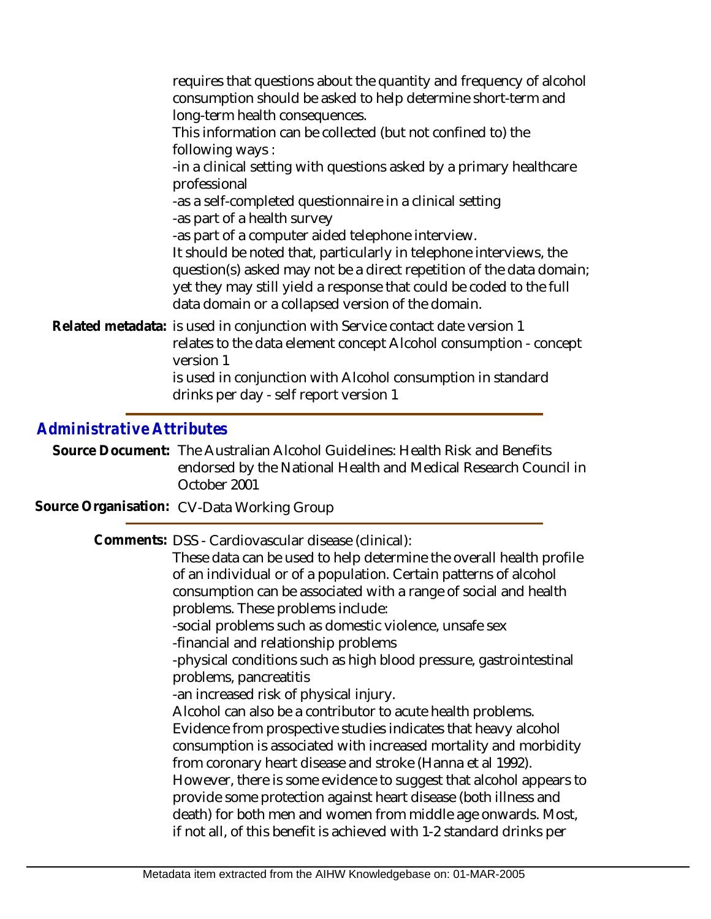requires that questions about the quantity and frequency of alcohol consumption should be asked to help determine short-term and long-term health consequences.
This information can be collected (but not confined to) the following ways :
-in a clinical setting with questions asked by a primary healthcare professional
-as a self-completed questionnaire in a clinical setting
-as part of a health survey
-as part of a computer aided telephone interview.
It should be noted that, particularly in telephone interviews, the question(s) asked may not be a direct repetition of the data domain; yet they may still yield a response that could be coded to the full data domain or a collapsed version of the domain.

**Related metadata:** is used in conjunction with Service contact date version 1
relates to the data element concept Alcohol consumption - concept version 1
is used in conjunction with Alcohol consumption in standard drinks per day - self report version 1

## *Administrative Attributes*

**Source Document:** The Australian Alcohol Guidelines: Health Risk and Benefits endorsed by the National Health and Medical Research Council in October 2001

**Source Organisation:** CV-Data Working Group

**Comments:** DSS - Cardiovascular disease (clinical):
These data can be used to help determine the overall health profile of an individual or of a population. Certain patterns of alcohol consumption can be associated with a range of social and health problems. These problems include:
-social problems such as domestic violence, unsafe sex
-financial and relationship problems
-physical conditions such as high blood pressure, gastrointestinal problems, pancreatitis
-an increased risk of physical injury.
Alcohol can also be a contributor to acute health problems.
Evidence from prospective studies indicates that heavy alcohol consumption is associated with increased mortality and morbidity from coronary heart disease and stroke (Hanna et al 1992).
However, there is some evidence to suggest that alcohol appears to provide some protection against heart disease (both illness and death) for both men and women from middle age onwards. Most, if not all, of this benefit is achieved with 1-2 standard drinks per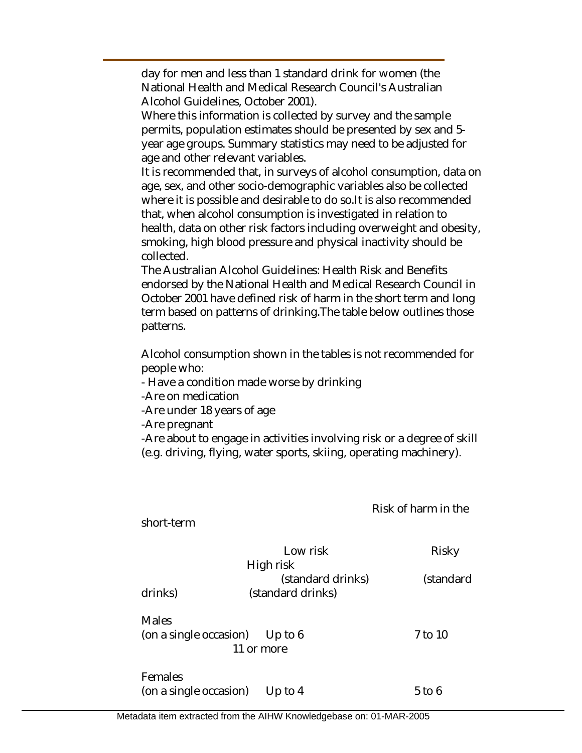day for men and less than 1 standard drink for women (the National Health and Medical Research Council's Australian Alcohol Guidelines, October 2001).

Where this information is collected by survey and the sample permits, population estimates should be presented by sex and 5-year age groups. Summary statistics may need to be adjusted for age and other relevant variables.

It is recommended that, in surveys of alcohol consumption, data on age, sex, and other socio-demographic variables also be collected where it is possible and desirable to do so.It is also recommended that, when alcohol consumption is investigated in relation to health, data on other risk factors including overweight and obesity, smoking, high blood pressure and physical inactivity should be collected.

The Australian Alcohol Guidelines: Health Risk and Benefits endorsed by the National Health and Medical Research Council in October 2001 have defined risk of harm in the short term and long term based on patterns of drinking.The table below outlines those patterns.

Alcohol consumption shown in the tables is not recommended for people who:

- Have a condition made worse by drinking
- Are on medication
- Are under 18 years of age
- Are pregnant
- Are about to engage in activities involving risk or a degree of skill (e.g. driving, flying, water sports, skiing, operating machinery).

Risk of harm in the short-term

| | Low risk (standard drinks) | Risky (standard drinks) | High risk (standard drinks) |
|---|---|---|---|
| Males (on a single occasion) | Up to 6 | 7 to 10 | 11 or more |
| Females (on a single occasion) | Up to 4 | 5 to 6 | |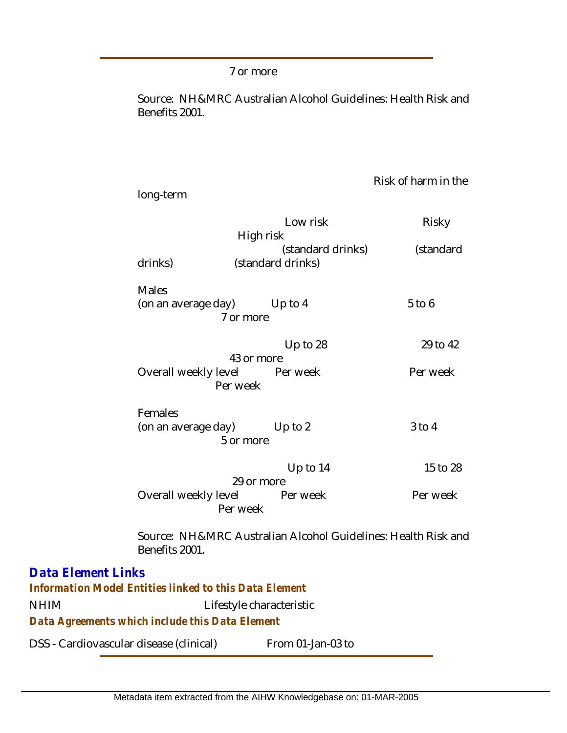7 or more

Source: NH&MRC Australian Alcohol Guidelines: Health Risk and Benefits 2001.

| Risk of harm in the long-term | Low risk (standard drinks) | Risky (standard drinks) | High risk (standard drinks) |
|---|---|---|---|
| Males (on an average day) | Up to 4 | 5 to 6 | 7 or more |
| Overall weekly level | Up to 28 Per week | 29 to 42 Per week | 43 or more Per week |
| Females (on an average day) | Up to 2 | 3 to 4 | 5 or more |
| Overall weekly level | Up to 14 Per week | 15 to 28 Per week | 29 or more Per week |

Source: NH&MRC Australian Alcohol Guidelines: Health Risk and Benefits 2001.

## Data Element Links

### Information Model Entities linked to this Data Element

NHIM Lifestyle characteristic

### Data Agreements which include this Data Element

DSS - Cardiovascular disease (clinical) From 01-Jan-03 to

Metadata item extracted from the AIHW Knowledgebase on: 01-MAR-2005